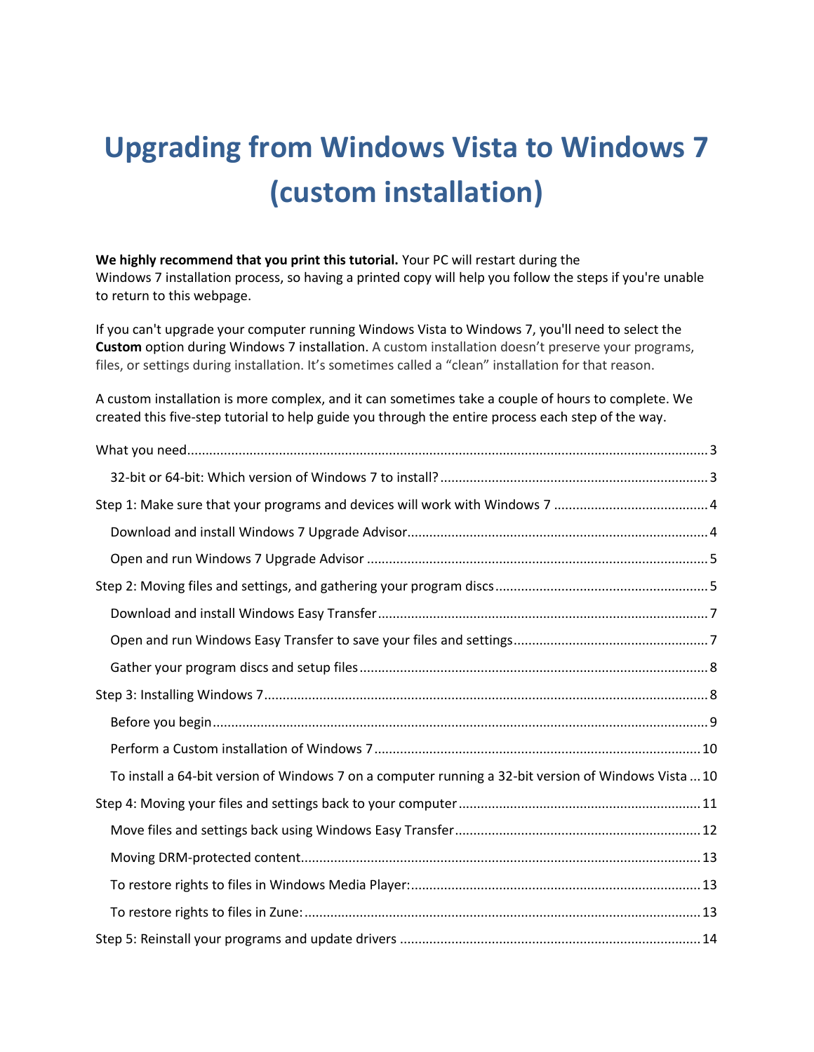# Upgrading from Windows Vista to Windows 7 (custom installation)

**We highly recommend that you print this tutorial.** Your PC will restart during the Windows 7 installation process, so having a printed copy will help you follow the steps if you're unable to return to this webpage.

If you can't upgrade your computer running Windows Vista to Windows 7, you'll need to select the **Custom** option during Windows 7 installation. A custom installation doesn't preserve your programs, files, or settings during installation. It's sometimes called a "clean" installation for that reason.

A custom installation is more complex, and it can sometimes take a couple of hours to complete. We created this five-step tutorial to help guide you through the entire process each step of the way.

- What you need ... 3
  - 32-bit or 64-bit: Which version of Windows 7 to install? ... 3
- Step 1: Make sure that your programs and devices will work with Windows 7 ... 4
  - Download and install Windows 7 Upgrade Advisor ... 4
  - Open and run Windows 7 Upgrade Advisor ... 5
- Step 2: Moving files and settings, and gathering your program discs ... 5
  - Download and install Windows Easy Transfer ... 7
  - Open and run Windows Easy Transfer to save your files and settings ... 7
  - Gather your program discs and setup files ... 8
- Step 3: Installing Windows 7 ... 8
  - Before you begin ... 9
  - Perform a Custom installation of Windows 7 ... 10
  - To install a 64-bit version of Windows 7 on a computer running a 32-bit version of Windows Vista ... 10
- Step 4: Moving your files and settings back to your computer ... 11
  - Move files and settings back using Windows Easy Transfer ... 12
  - Moving DRM-protected content ... 13
  - To restore rights to files in Windows Media Player: ... 13
  - To restore rights to files in Zune: ... 13
- Step 5: Reinstall your programs and update drivers ... 14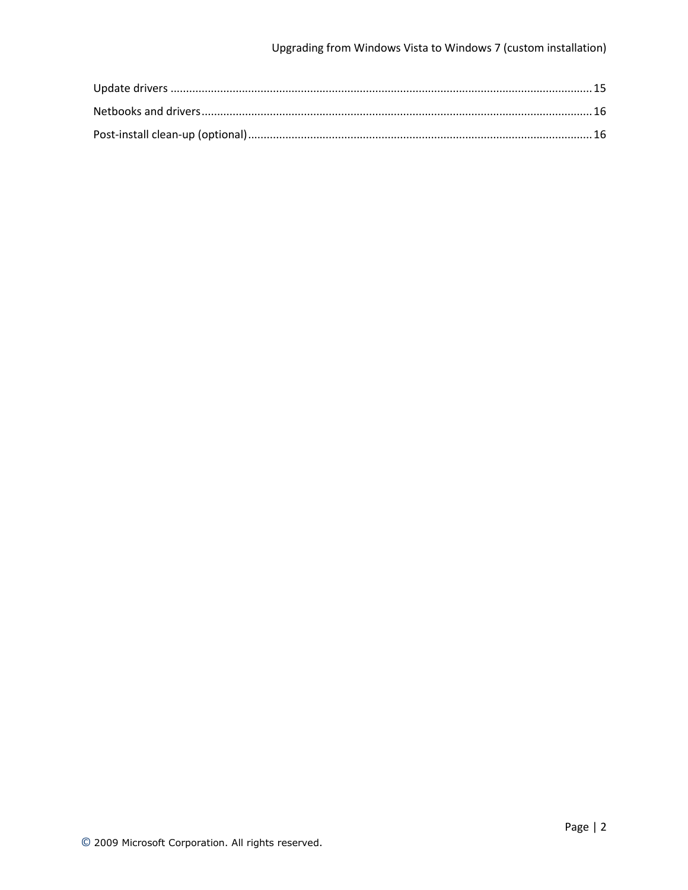Update drivers ........................................................................................................................................ 15

Netbooks and drivers ............................................................................................................................... 16

Post-install clean-up (optional) ................................................................................................................ 16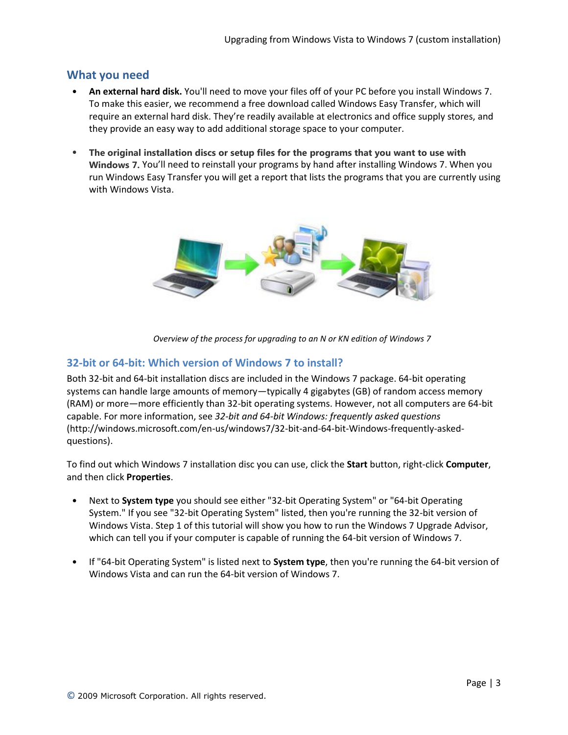## What you need

- **An external hard disk.** You'll need to move your files off of your PC before you install Windows 7. To make this easier, we recommend a free download called Windows Easy Transfer, which will require an external hard disk. They're readily available at electronics and office supply stores, and they provide an easy way to add additional storage space to your computer.

- **The original installation discs or setup files for the programs that you want to use with Windows 7.** You'll need to reinstall your programs by hand after installing Windows 7. When you run Windows Easy Transfer you will get a report that lists the programs that you are currently using with Windows Vista.

*Overview of the process for upgrading to an N or KN edition of Windows 7*

### 32-bit or 64-bit: Which version of Windows 7 to install?

Both 32-bit and 64-bit installation discs are included in the Windows 7 package. 64-bit operating systems can handle large amounts of memory—typically 4 gigabytes (GB) of random access memory (RAM) or more—more efficiently than 32-bit operating systems. However, not all computers are 64-bit capable. For more information, see *32-bit and 64-bit Windows: frequently asked questions* (http://windows.microsoft.com/en-us/windows7/32-bit-and-64-bit-Windows-frequently-asked-questions).

To find out which Windows 7 installation disc you can use, click the **Start** button, right-click **Computer**, and then click **Properties**.

- Next to **System type** you should see either "32-bit Operating System" or "64-bit Operating System." If you see "32-bit Operating System" listed, then you're running the 32-bit version of Windows Vista. Step 1 of this tutorial will show you how to run the Windows 7 Upgrade Advisor, which can tell you if your computer is capable of running the 64-bit version of Windows 7.

- If "64-bit Operating System" is listed next to **System type**, then you're running the 64-bit version of Windows Vista and can run the 64-bit version of Windows 7.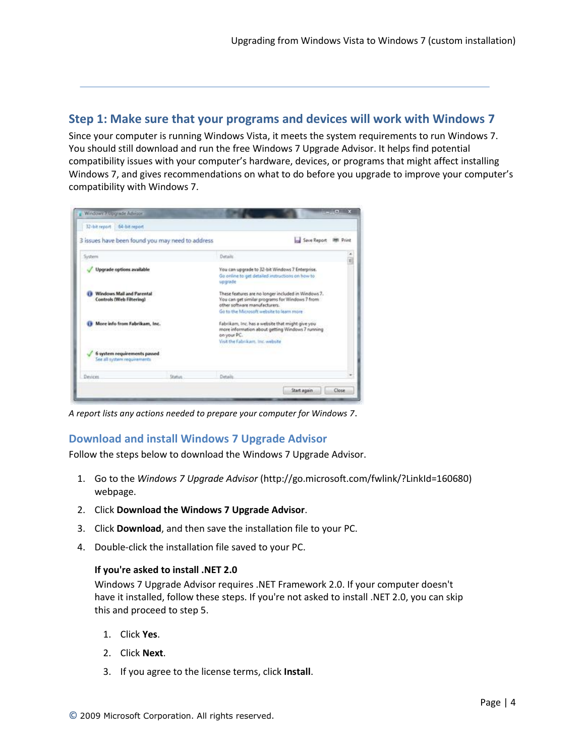## Step 1: Make sure that your programs and devices will work with Windows 7

Since your computer is running Windows Vista, it meets the system requirements to run Windows 7. You should still download and run the free Windows 7 Upgrade Advisor. It helps find potential compatibility issues with your computer's hardware, devices, or programs that might affect installing Windows 7, and gives recommendations on what to do before you upgrade to improve your computer's compatibility with Windows 7.

*A report lists any actions needed to prepare your computer for Windows 7.*

### Download and install Windows 7 Upgrade Advisor

Follow the steps below to download the Windows 7 Upgrade Advisor.

1. Go to the *Windows 7 Upgrade Advisor* (http://go.microsoft.com/fwlink/?LinkId=160680) webpage.
2. Click **Download the Windows 7 Upgrade Advisor**.
3. Click **Download**, and then save the installation file to your PC.
4. Double-click the installation file saved to your PC.

   **If you're asked to install .NET 2.0**

   Windows 7 Upgrade Advisor requires .NET Framework 2.0. If your computer doesn't have it installed, follow these steps. If you're not asked to install .NET 2.0, you can skip this and proceed to step 5.

   1. Click **Yes**.
   2. Click **Next**.
   3. If you agree to the license terms, click **Install**.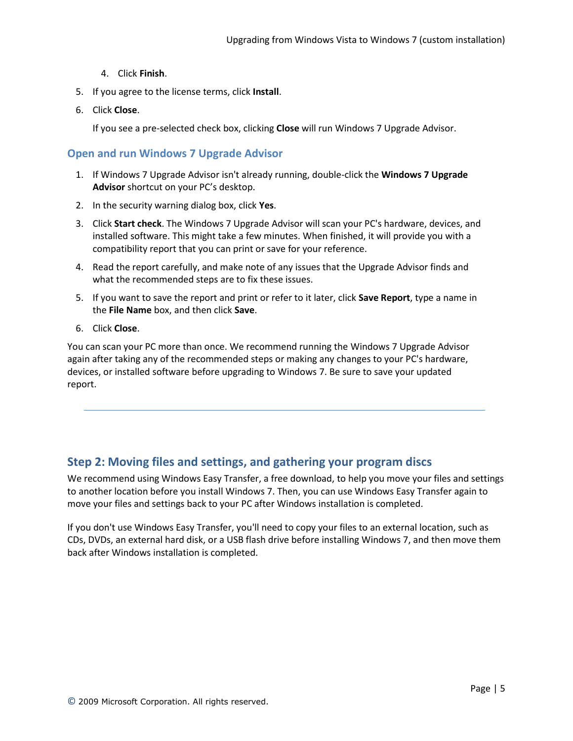4. Click **Finish**.

5. If you agree to the license terms, click **Install**.
6. Click **Close**.

   If you see a pre-selected check box, clicking **Close** will run Windows 7 Upgrade Advisor.

### Open and run Windows 7 Upgrade Advisor

1. If Windows 7 Upgrade Advisor isn't already running, double-click the **Windows 7 Upgrade Advisor** shortcut on your PC's desktop.
2. In the security warning dialog box, click **Yes**.
3. Click **Start check**. The Windows 7 Upgrade Advisor will scan your PC's hardware, devices, and installed software. This might take a few minutes. When finished, it will provide you with a compatibility report that you can print or save for your reference.
4. Read the report carefully, and make note of any issues that the Upgrade Advisor finds and what the recommended steps are to fix these issues.
5. If you want to save the report and print or refer to it later, click **Save Report**, type a name in the **File Name** box, and then click **Save**.
6. Click **Close**.

You can scan your PC more than once. We recommend running the Windows 7 Upgrade Advisor again after taking any of the recommended steps or making any changes to your PC's hardware, devices, or installed software before upgrading to Windows 7. Be sure to save your updated report.

---

## Step 2: Moving files and settings, and gathering your program discs

We recommend using Windows Easy Transfer, a free download, to help you move your files and settings to another location before you install Windows 7. Then, you can use Windows Easy Transfer again to move your files and settings back to your PC after Windows installation is completed.

If you don't use Windows Easy Transfer, you'll need to copy your files to an external location, such as CDs, DVDs, an external hard disk, or a USB flash drive before installing Windows 7, and then move them back after Windows installation is completed.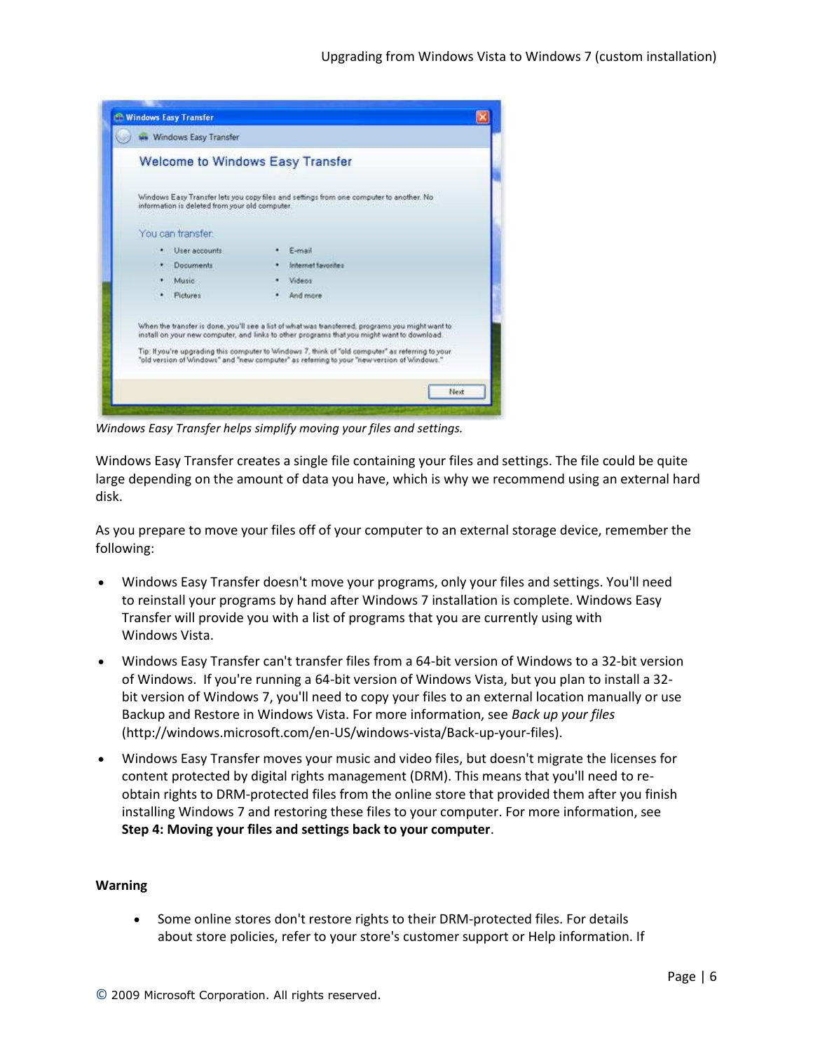*Windows Easy Transfer helps simplify moving your files and settings.*

Windows Easy Transfer creates a single file containing your files and settings. The file could be quite large depending on the amount of data you have, which is why we recommend using an external hard disk.

As you prepare to move your files off of your computer to an external storage device, remember the following:

- Windows Easy Transfer doesn't move your programs, only your files and settings. You'll need to reinstall your programs by hand after Windows 7 installation is complete. Windows Easy Transfer will provide you with a list of programs that you are currently using with Windows Vista.
- Windows Easy Transfer can't transfer files from a 64-bit version of Windows to a 32-bit version of Windows. If you're running a 64-bit version of Windows Vista, but you plan to install a 32-bit version of Windows 7, you'll need to copy your files to an external location manually or use Backup and Restore in Windows Vista. For more information, see *Back up your files* (http://windows.microsoft.com/en-US/windows-vista/Back-up-your-files).
- Windows Easy Transfer moves your music and video files, but doesn't migrate the licenses for content protected by digital rights management (DRM). This means that you'll need to re-obtain rights to DRM-protected files from the online store that provided them after you finish installing Windows 7 and restoring these files to your computer. For more information, see **Step 4: Moving your files and settings back to your computer**.

**Warning**

- Some online stores don't restore rights to their DRM-protected files. For details about store policies, refer to your store's customer support or Help information. If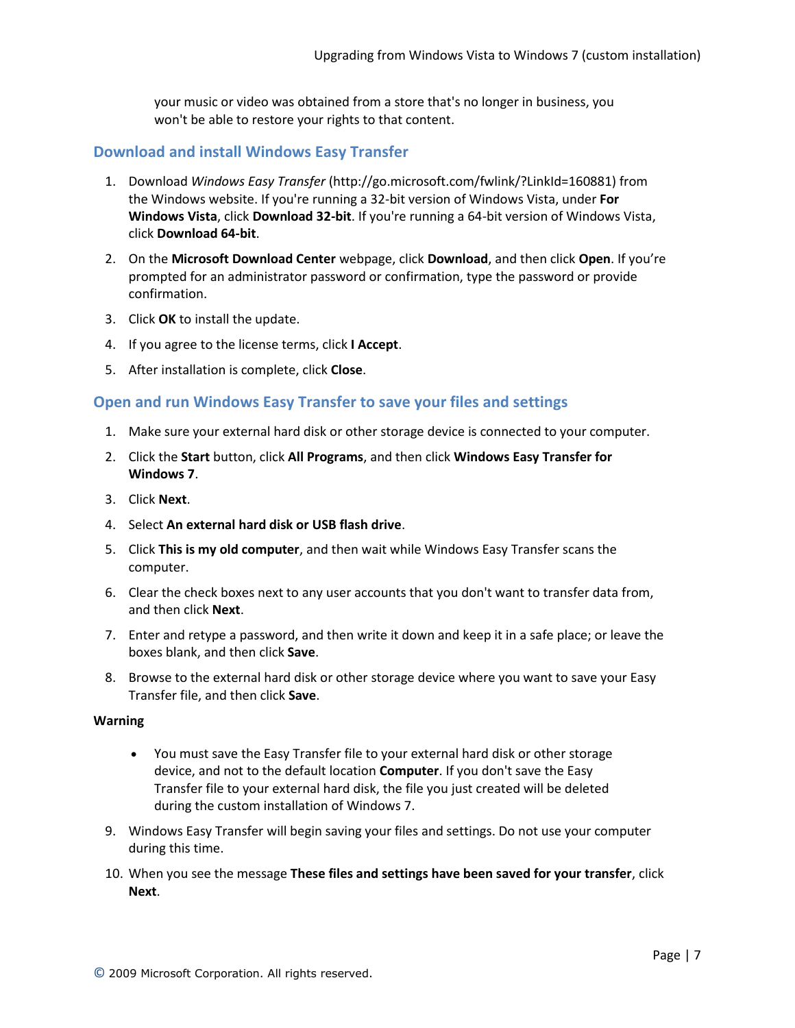your music or video was obtained from a store that's no longer in business, you won't be able to restore your rights to that content.

## Download and install Windows Easy Transfer

1. Download *Windows Easy Transfer* (http://go.microsoft.com/fwlink/?LinkId=160881) from the Windows website. If you're running a 32-bit version of Windows Vista, under **For Windows Vista**, click **Download 32-bit**. If you're running a 64-bit version of Windows Vista, click **Download 64-bit**.
2. On the **Microsoft Download Center** webpage, click **Download**, and then click **Open**. If you're prompted for an administrator password or confirmation, type the password or provide confirmation.
3. Click **OK** to install the update.
4. If you agree to the license terms, click **I Accept**.
5. After installation is complete, click **Close**.

## Open and run Windows Easy Transfer to save your files and settings

1. Make sure your external hard disk or other storage device is connected to your computer.
2. Click the **Start** button, click **All Programs**, and then click **Windows Easy Transfer for Windows 7**.
3. Click **Next**.
4. Select **An external hard disk or USB flash drive**.
5. Click **This is my old computer**, and then wait while Windows Easy Transfer scans the computer.
6. Clear the check boxes next to any user accounts that you don't want to transfer data from, and then click **Next**.
7. Enter and retype a password, and then write it down and keep it in a safe place; or leave the boxes blank, and then click **Save**.
8. Browse to the external hard disk or other storage device where you want to save your Easy Transfer file, and then click **Save**.

**Warning**

- You must save the Easy Transfer file to your external hard disk or other storage device, and not to the default location **Computer**. If you don't save the Easy Transfer file to your external hard disk, the file you just created will be deleted during the custom installation of Windows 7.

9. Windows Easy Transfer will begin saving your files and settings. Do not use your computer during this time.
10. When you see the message **These files and settings have been saved for your transfer**, click **Next**.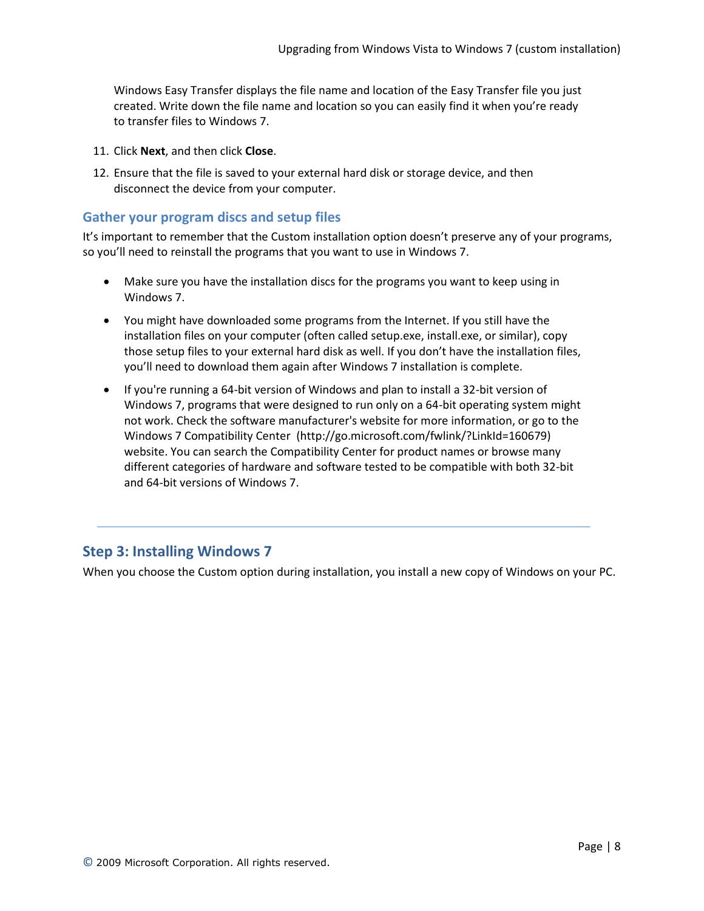Windows Easy Transfer displays the file name and location of the Easy Transfer file you just created. Write down the file name and location so you can easily find it when you're ready to transfer files to Windows 7.

11. Click **Next**, and then click **Close**.
12. Ensure that the file is saved to your external hard disk or storage device, and then disconnect the device from your computer.

### Gather your program discs and setup files

It's important to remember that the Custom installation option doesn't preserve any of your programs, so you'll need to reinstall the programs that you want to use in Windows 7.

- Make sure you have the installation discs for the programs you want to keep using in Windows 7.
- You might have downloaded some programs from the Internet. If you still have the installation files on your computer (often called setup.exe, install.exe, or similar), copy those setup files to your external hard disk as well. If you don't have the installation files, you'll need to download them again after Windows 7 installation is complete.
- If you're running a 64-bit version of Windows and plan to install a 32-bit version of Windows 7, programs that were designed to run only on a 64-bit operating system might not work. Check the software manufacturer's website for more information, or go to the Windows 7 Compatibility Center (http://go.microsoft.com/fwlink/?LinkId=160679) website. You can search the Compatibility Center for product names or browse many different categories of hardware and software tested to be compatible with both 32-bit and 64-bit versions of Windows 7.

---

## Step 3: Installing Windows 7

When you choose the Custom option during installation, you install a new copy of Windows on your PC.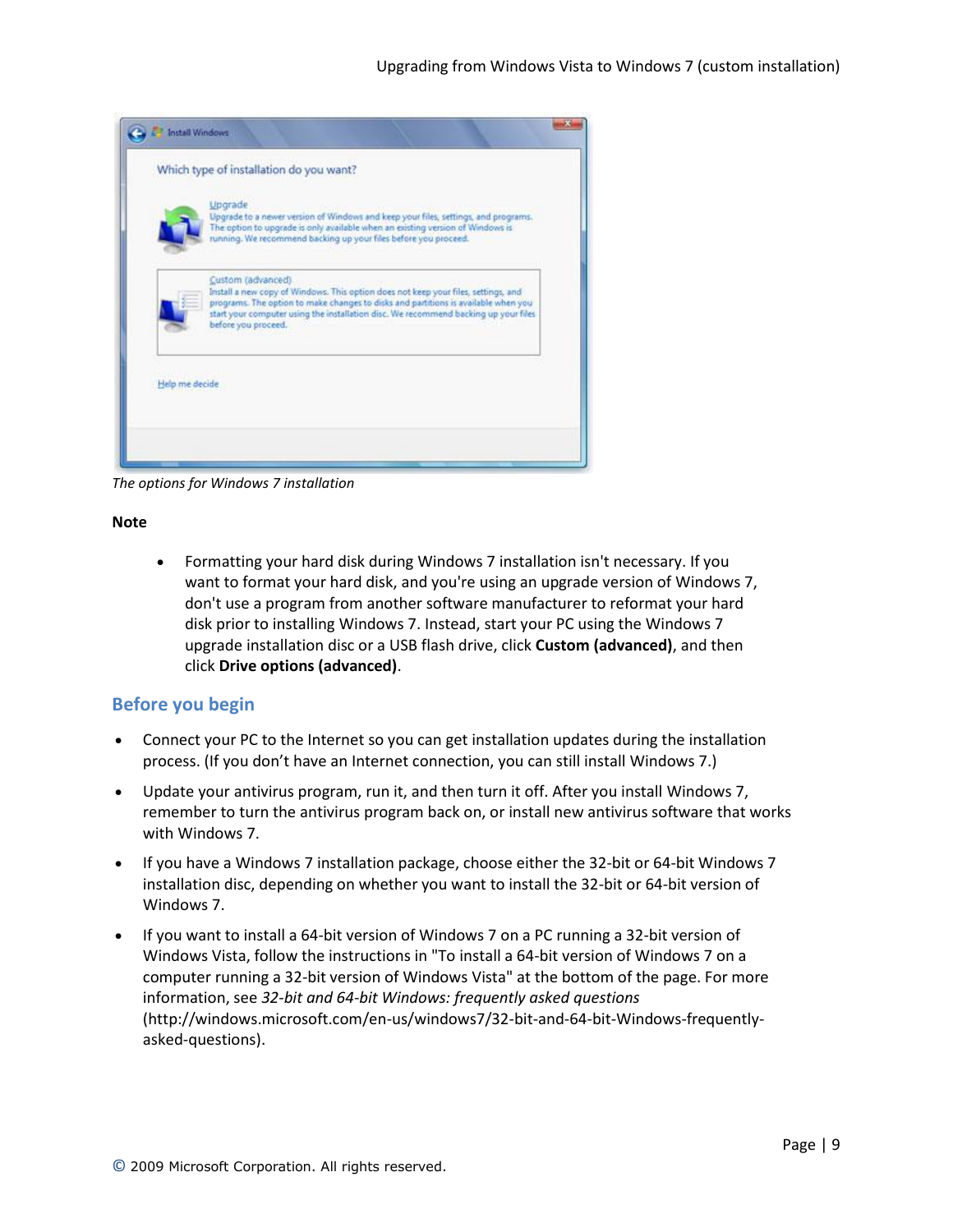*The options for Windows 7 installation*

**Note**

- Formatting your hard disk during Windows 7 installation isn't necessary. If you want to format your hard disk, and you're using an upgrade version of Windows 7, don't use a program from another software manufacturer to reformat your hard disk prior to installing Windows 7. Instead, start your PC using the Windows 7 upgrade installation disc or a USB flash drive, click **Custom (advanced)**, and then click **Drive options (advanced)**.

## Before you begin

- Connect your PC to the Internet so you can get installation updates during the installation process. (If you don't have an Internet connection, you can still install Windows 7.)
- Update your antivirus program, run it, and then turn it off. After you install Windows 7, remember to turn the antivirus program back on, or install new antivirus software that works with Windows 7.
- If you have a Windows 7 installation package, choose either the 32-bit or 64-bit Windows 7 installation disc, depending on whether you want to install the 32-bit or 64-bit version of Windows 7.
- If you want to install a 64-bit version of Windows 7 on a PC running a 32-bit version of Windows Vista, follow the instructions in "To install a 64-bit version of Windows 7 on a computer running a 32-bit version of Windows Vista" at the bottom of the page. For more information, see *32-bit and 64-bit Windows: frequently asked questions* (http://windows.microsoft.com/en-us/windows7/32-bit-and-64-bit-Windows-frequently-asked-questions).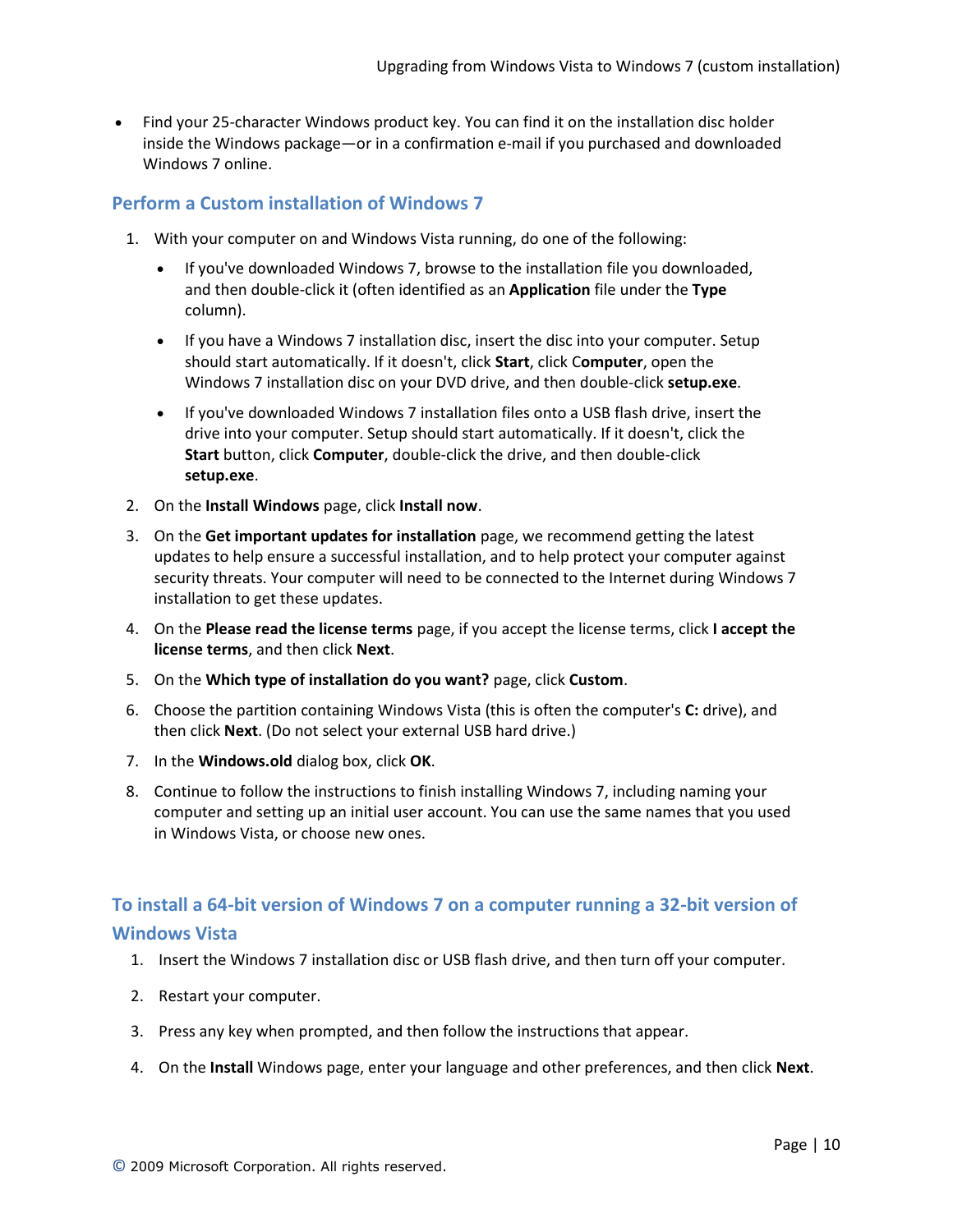- Find your 25-character Windows product key. You can find it on the installation disc holder inside the Windows package—or in a confirmation e-mail if you purchased and downloaded Windows 7 online.

## Perform a Custom installation of Windows 7

1. With your computer on and Windows Vista running, do one of the following:
   - If you've downloaded Windows 7, browse to the installation file you downloaded, and then double-click it (often identified as an **Application** file under the **Type** column).
   - If you have a Windows 7 installation disc, insert the disc into your computer. Setup should start automatically. If it doesn't, click **Start**, click C**omputer**, open the Windows 7 installation disc on your DVD drive, and then double-click **setup.exe**.
   - If you've downloaded Windows 7 installation files onto a USB flash drive, insert the drive into your computer. Setup should start automatically. If it doesn't, click the **Start** button, click **Computer**, double-click the drive, and then double-click **setup.exe**.
2. On the **Install Windows** page, click **Install now**.
3. On the **Get important updates for installation** page, we recommend getting the latest updates to help ensure a successful installation, and to help protect your computer against security threats. Your computer will need to be connected to the Internet during Windows 7 installation to get these updates.
4. On the **Please read the license terms** page, if you accept the license terms, click **I accept the license terms**, and then click **Next**.
5. On the **Which type of installation do you want?** page, click **Custom**.
6. Choose the partition containing Windows Vista (this is often the computer's **C:** drive), and then click **Next**. (Do not select your external USB hard drive.)
7. In the **Windows.old** dialog box, click **OK**.
8. Continue to follow the instructions to finish installing Windows 7, including naming your computer and setting up an initial user account. You can use the same names that you used in Windows Vista, or choose new ones.

## To install a 64-bit version of Windows 7 on a computer running a 32-bit version of Windows Vista

1. Insert the Windows 7 installation disc or USB flash drive, and then turn off your computer.
2. Restart your computer.
3. Press any key when prompted, and then follow the instructions that appear.
4. On the **Install** Windows page, enter your language and other preferences, and then click **Next**.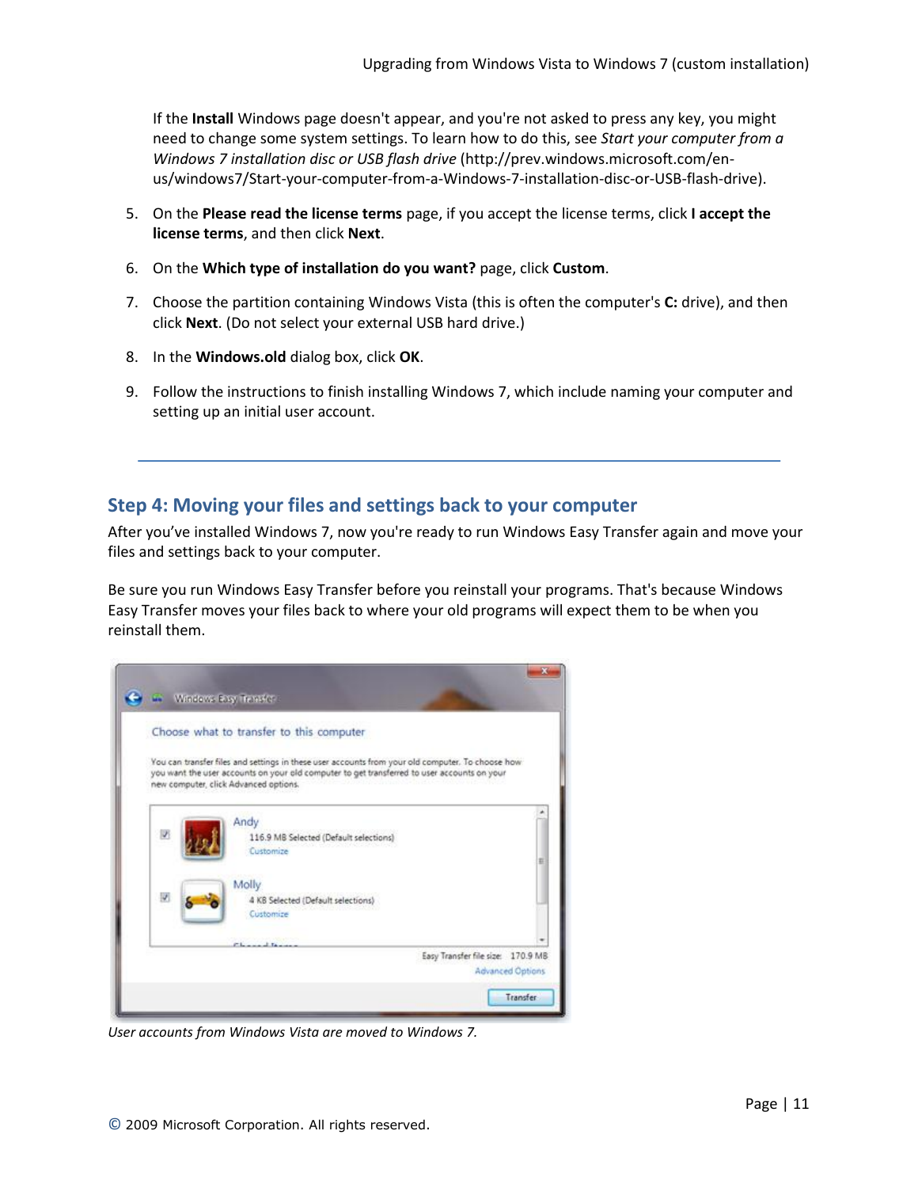If the **Install** Windows page doesn't appear, and you're not asked to press any key, you might need to change some system settings. To learn how to do this, see *Start your computer from a Windows 7 installation disc or USB flash drive* (http://prev.windows.microsoft.com/en-us/windows7/Start-your-computer-from-a-Windows-7-installation-disc-or-USB-flash-drive).

5. On the **Please read the license terms** page, if you accept the license terms, click **I accept the license terms**, and then click **Next**.
6. On the **Which type of installation do you want?** page, click **Custom**.
7. Choose the partition containing Windows Vista (this is often the computer's **C:** drive), and then click **Next**. (Do not select your external USB hard drive.)
8. In the **Windows.old** dialog box, click **OK**.
9. Follow the instructions to finish installing Windows 7, which include naming your computer and setting up an initial user account.

---

## Step 4: Moving your files and settings back to your computer

After you've installed Windows 7, now you're ready to run Windows Easy Transfer again and move your files and settings back to your computer.

Be sure you run Windows Easy Transfer before you reinstall your programs. That's because Windows Easy Transfer moves your files back to where your old programs will expect them to be when you reinstall them.

*User accounts from Windows Vista are moved to Windows 7.*

© 2009 Microsoft Corporation. All rights reserved.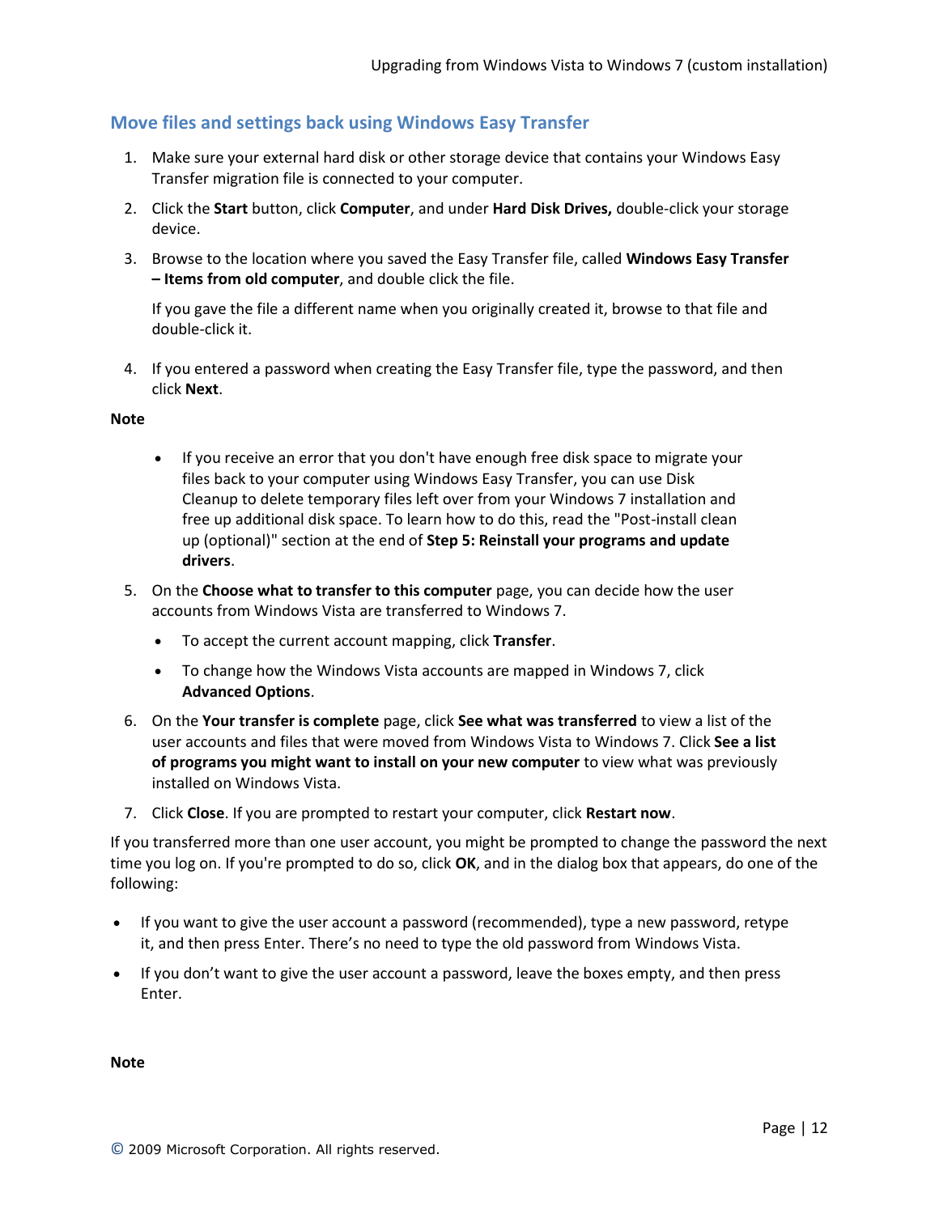## Move files and settings back using Windows Easy Transfer

1. Make sure your external hard disk or other storage device that contains your Windows Easy Transfer migration file is connected to your computer.

2. Click the **Start** button, click **Computer**, and under **Hard Disk Drives,** double-click your storage device.

3. Browse to the location where you saved the Easy Transfer file, called **Windows Easy Transfer – Items from old computer**, and double click the file.

   If you gave the file a different name when you originally created it, browse to that file and double-click it.

4. If you entered a password when creating the Easy Transfer file, type the password, and then click **Next**.

**Note**

- If you receive an error that you don't have enough free disk space to migrate your files back to your computer using Windows Easy Transfer, you can use Disk Cleanup to delete temporary files left over from your Windows 7 installation and free up additional disk space. To learn how to do this, read the "Post-install clean up (optional)" section at the end of **Step 5: Reinstall your programs and update drivers**.

5. On the **Choose what to transfer to this computer** page, you can decide how the user accounts from Windows Vista are transferred to Windows 7.
   - To accept the current account mapping, click **Transfer**.
   - To change how the Windows Vista accounts are mapped in Windows 7, click **Advanced Options**.

6. On the **Your transfer is complete** page, click **See what was transferred** to view a list of the user accounts and files that were moved from Windows Vista to Windows 7. Click **See a list of programs you might want to install on your new computer** to view what was previously installed on Windows Vista.

7. Click **Close**. If you are prompted to restart your computer, click **Restart now**.

If you transferred more than one user account, you might be prompted to change the password the next time you log on. If you're prompted to do so, click **OK**, and in the dialog box that appears, do one of the following:

- If you want to give the user account a password (recommended), type a new password, retype it, and then press Enter. There's no need to type the old password from Windows Vista.
- If you don't want to give the user account a password, leave the boxes empty, and then press Enter.

**Note**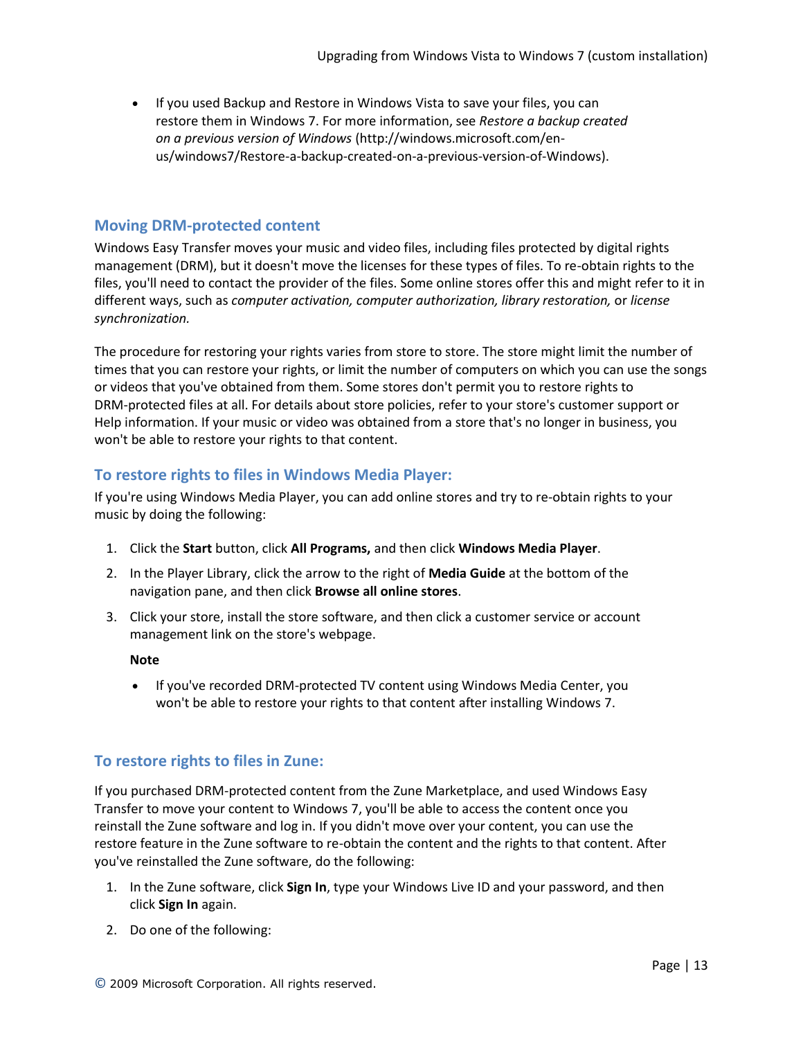- If you used Backup and Restore in Windows Vista to save your files, you can restore them in Windows 7. For more information, see *Restore a backup created on a previous version of Windows* (http://windows.microsoft.com/en-us/windows7/Restore-a-backup-created-on-a-previous-version-of-Windows).

## Moving DRM-protected content

Windows Easy Transfer moves your music and video files, including files protected by digital rights management (DRM), but it doesn't move the licenses for these types of files. To re-obtain rights to the files, you'll need to contact the provider of the files. Some online stores offer this and might refer to it in different ways, such as *computer activation, computer authorization, library restoration,* or *license synchronization.*

The procedure for restoring your rights varies from store to store. The store might limit the number of times that you can restore your rights, or limit the number of computers on which you can use the songs or videos that you've obtained from them. Some stores don't permit you to restore rights to DRM-protected files at all. For details about store policies, refer to your store's customer support or Help information. If your music or video was obtained from a store that's no longer in business, you won't be able to restore your rights to that content.

### To restore rights to files in Windows Media Player:

If you're using Windows Media Player, you can add online stores and try to re-obtain rights to your music by doing the following:

1. Click the **Start** button, click **All Programs,** and then click **Windows Media Player**.
2. In the Player Library, click the arrow to the right of **Media Guide** at the bottom of the navigation pane, and then click **Browse all online stores**.
3. Click your store, install the store software, and then click a customer service or account management link on the store's webpage.

   **Note**

   - If you've recorded DRM-protected TV content using Windows Media Center, you won't be able to restore your rights to that content after installing Windows 7.

### To restore rights to files in Zune:

If you purchased DRM-protected content from the Zune Marketplace, and used Windows Easy Transfer to move your content to Windows 7, you'll be able to access the content once you reinstall the Zune software and log in. If you didn't move over your content, you can use the restore feature in the Zune software to re-obtain the content and the rights to that content. After you've reinstalled the Zune software, do the following:

1. In the Zune software, click **Sign In**, type your Windows Live ID and your password, and then click **Sign In** again.
2. Do one of the following: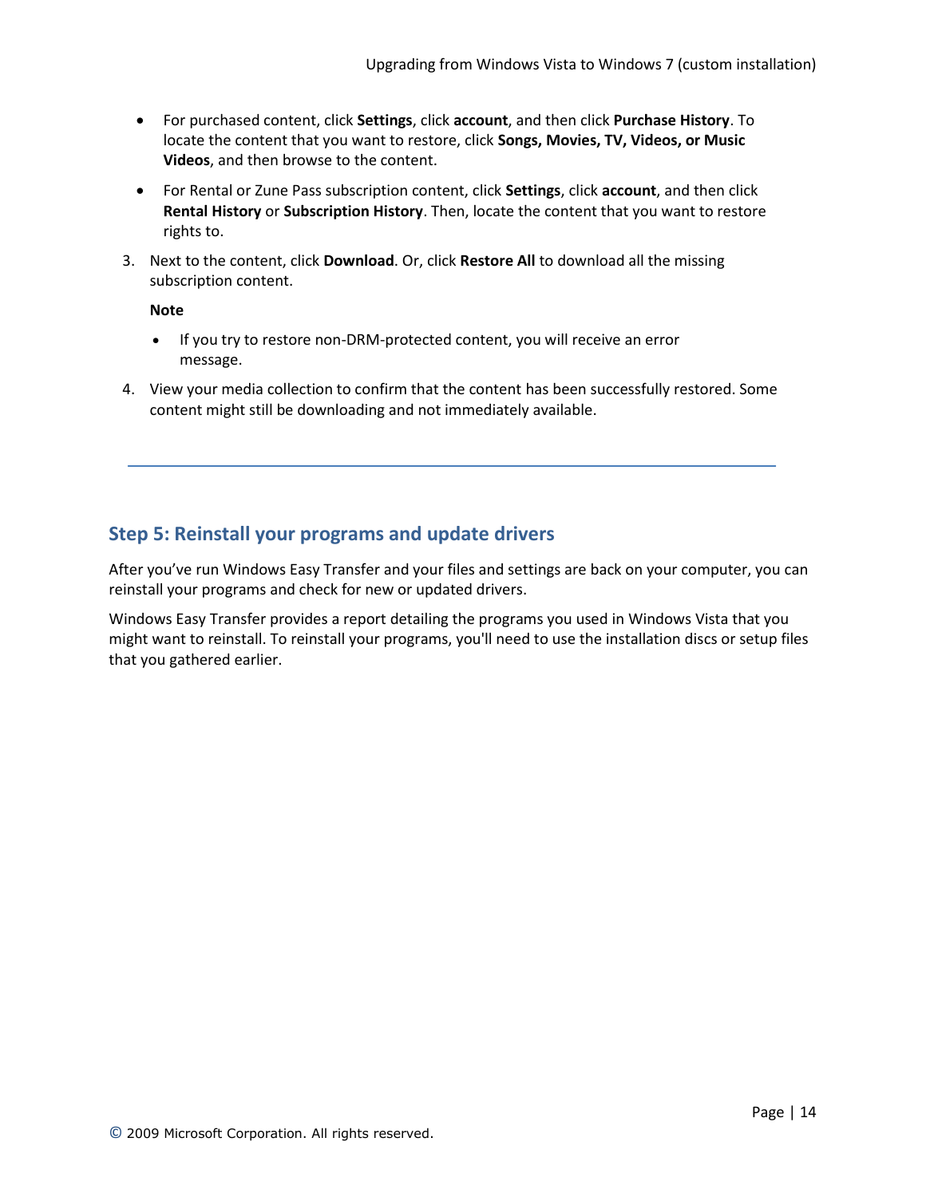- For purchased content, click **Settings**, click **account**, and then click **Purchase History**. To locate the content that you want to restore, click **Songs, Movies, TV, Videos, or Music Videos**, and then browse to the content.
- For Rental or Zune Pass subscription content, click **Settings**, click **account**, and then click **Rental History** or **Subscription History**. Then, locate the content that you want to restore rights to.

3. Next to the content, click **Download**. Or, click **Restore All** to download all the missing subscription content.

   **Note**

   - If you try to restore non-DRM-protected content, you will receive an error message.

4. View your media collection to confirm that the content has been successfully restored. Some content might still be downloading and not immediately available.

---

## Step 5: Reinstall your programs and update drivers

After you've run Windows Easy Transfer and your files and settings are back on your computer, you can reinstall your programs and check for new or updated drivers.

Windows Easy Transfer provides a report detailing the programs you used in Windows Vista that you might want to reinstall. To reinstall your programs, you'll need to use the installation discs or setup files that you gathered earlier.

© 2009 Microsoft Corporation. All rights reserved.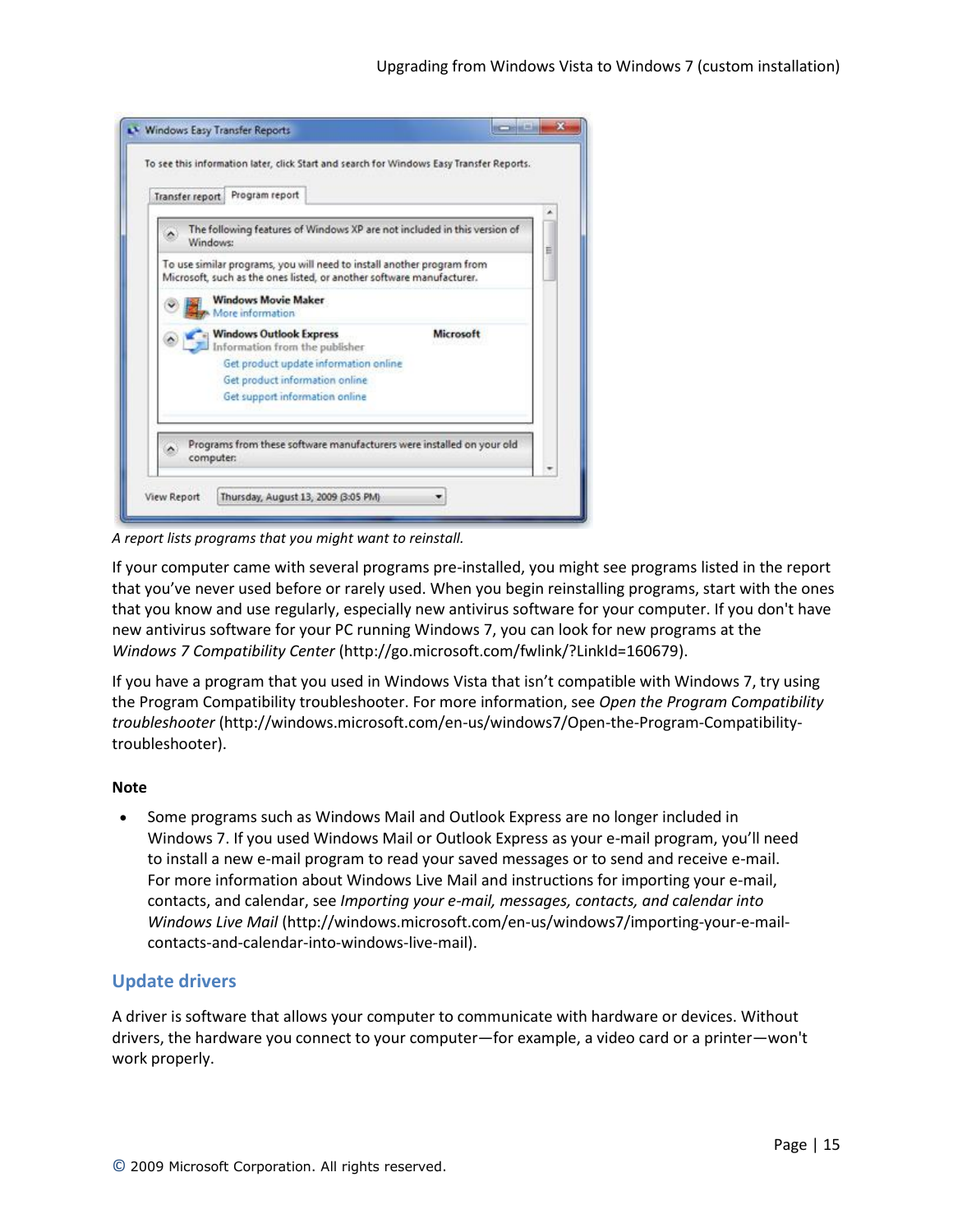A report lists programs that you might want to reinstall.

If your computer came with several programs pre-installed, you might see programs listed in the report that you've never used before or rarely used. When you begin reinstalling programs, start with the ones that you know and use regularly, especially new antivirus software for your computer. If you don't have new antivirus software for your PC running Windows 7, you can look for new programs at the *Windows 7 Compatibility Center* (http://go.microsoft.com/fwlink/?LinkId=160679).

If you have a program that you used in Windows Vista that isn't compatible with Windows 7, try using the Program Compatibility troubleshooter. For more information, see *Open the Program Compatibility troubleshooter* (http://windows.microsoft.com/en-us/windows7/Open-the-Program-Compatibility-troubleshooter).

**Note**

- Some programs such as Windows Mail and Outlook Express are no longer included in Windows 7. If you used Windows Mail or Outlook Express as your e-mail program, you'll need to install a new e-mail program to read your saved messages or to send and receive e-mail. For more information about Windows Live Mail and instructions for importing your e-mail, contacts, and calendar, see *Importing your e-mail, messages, contacts, and calendar into Windows Live Mail* (http://windows.microsoft.com/en-us/windows7/importing-your-e-mail-contacts-and-calendar-into-windows-live-mail).

## Update drivers

A driver is software that allows your computer to communicate with hardware or devices. Without drivers, the hardware you connect to your computer—for example, a video card or a printer—won't work properly.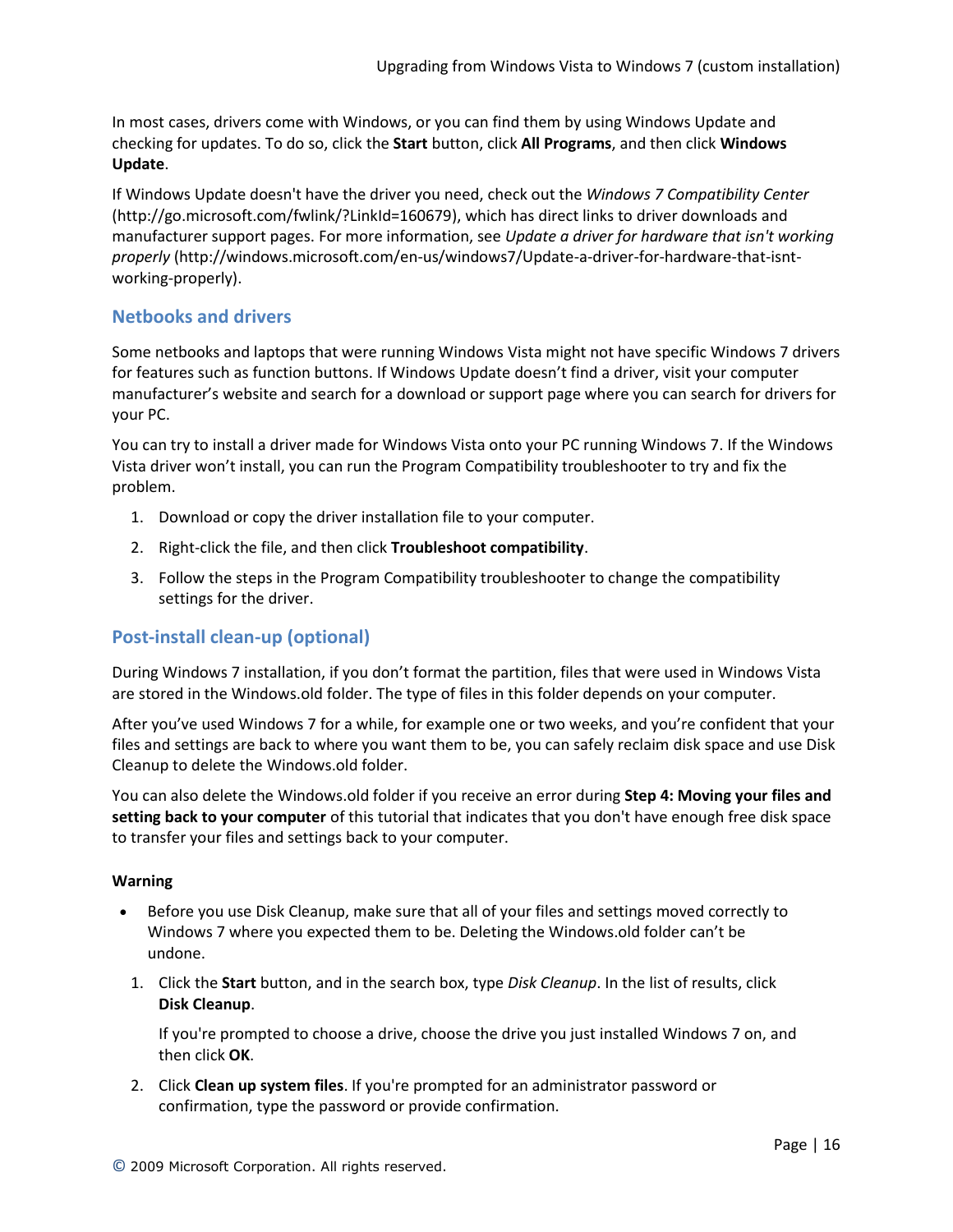In most cases, drivers come with Windows, or you can find them by using Windows Update and checking for updates. To do so, click the **Start** button, click **All Programs**, and then click **Windows Update**.

If Windows Update doesn't have the driver you need, check out the *Windows 7 Compatibility Center* (http://go.microsoft.com/fwlink/?LinkId=160679), which has direct links to driver downloads and manufacturer support pages. For more information, see *Update a driver for hardware that isn't working properly* (http://windows.microsoft.com/en-us/windows7/Update-a-driver-for-hardware-that-isnt-working-properly).

## Netbooks and drivers

Some netbooks and laptops that were running Windows Vista might not have specific Windows 7 drivers for features such as function buttons. If Windows Update doesn't find a driver, visit your computer manufacturer's website and search for a download or support page where you can search for drivers for your PC.

You can try to install a driver made for Windows Vista onto your PC running Windows 7. If the Windows Vista driver won't install, you can run the Program Compatibility troubleshooter to try and fix the problem.

1. Download or copy the driver installation file to your computer.
2. Right-click the file, and then click **Troubleshoot compatibility**.
3. Follow the steps in the Program Compatibility troubleshooter to change the compatibility settings for the driver.

## Post-install clean-up (optional)

During Windows 7 installation, if you don't format the partition, files that were used in Windows Vista are stored in the Windows.old folder. The type of files in this folder depends on your computer.

After you've used Windows 7 for a while, for example one or two weeks, and you're confident that your files and settings are back to where you want them to be, you can safely reclaim disk space and use Disk Cleanup to delete the Windows.old folder.

You can also delete the Windows.old folder if you receive an error during **Step 4: Moving your files and setting back to your computer** of this tutorial that indicates that you don't have enough free disk space to transfer your files and settings back to your computer.

**Warning**

- Before you use Disk Cleanup, make sure that all of your files and settings moved correctly to Windows 7 where you expected them to be. Deleting the Windows.old folder can't be undone.

1. Click the **Start** button, and in the search box, type *Disk Cleanup*. In the list of results, click **Disk Cleanup**.

   If you're prompted to choose a drive, choose the drive you just installed Windows 7 on, and then click **OK**.

2. Click **Clean up system files**. If you're prompted for an administrator password or confirmation, type the password or provide confirmation.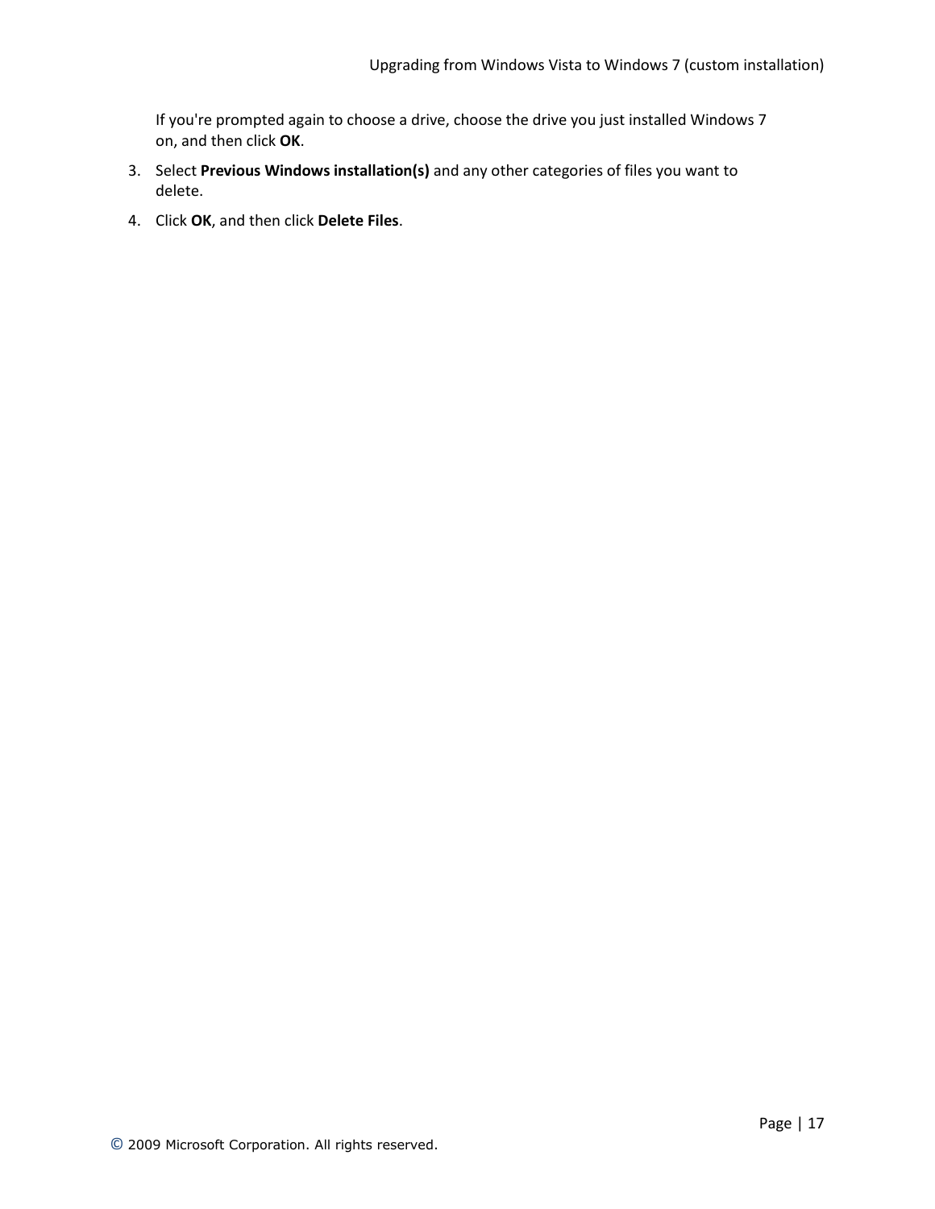If you're prompted again to choose a drive, choose the drive you just installed Windows 7 on, and then click **OK**.

3. Select **Previous Windows installation(s)** and any other categories of files you want to delete.
4. Click **OK**, and then click **Delete Files**.